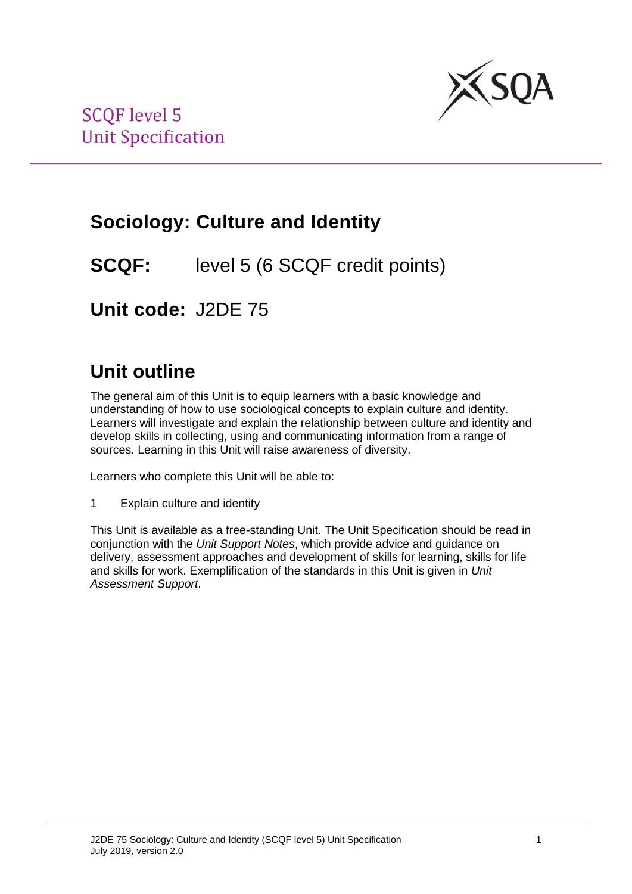SCQF level 5
Unit Specification

# Sociology: Culture and Identity

**SCQF:** level 5 (6 SCQF credit points)

**Unit code:** J2DE 75

## Unit outline

The general aim of this Unit is to equip learners with a basic knowledge and understanding of how to use sociological concepts to explain culture and identity. Learners will investigate and explain the relationship between culture and identity and develop skills in collecting, using and communicating information from a range of sources. Learning in this Unit will raise awareness of diversity.

Learners who complete this Unit will be able to:

1 Explain culture and identity

This Unit is available as a free-standing Unit. The Unit Specification should be read in conjunction with the *Unit Support Notes*, which provide advice and guidance on delivery, assessment approaches and development of skills for learning, skills for life and skills for work. Exemplification of the standards in this Unit is given in *Unit Assessment Support*.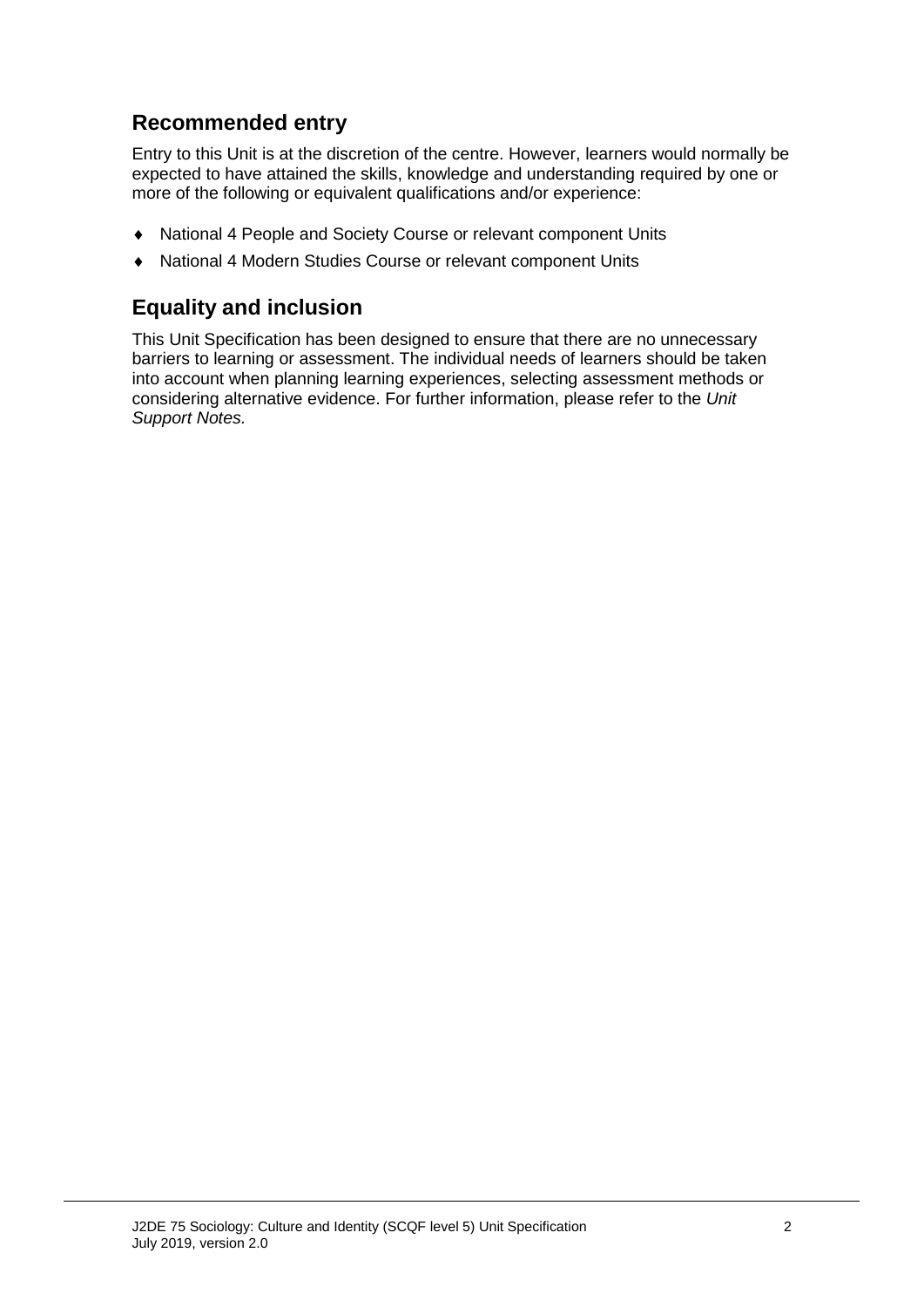## Recommended entry

Entry to this Unit is at the discretion of the centre. However, learners would normally be expected to have attained the skills, knowledge and understanding required by one or more of the following or equivalent qualifications and/or experience:

- National 4 People and Society Course or relevant component Units
- National 4 Modern Studies Course or relevant component Units

## Equality and inclusion

This Unit Specification has been designed to ensure that there are no unnecessary barriers to learning or assessment. The individual needs of learners should be taken into account when planning learning experiences, selecting assessment methods or considering alternative evidence. For further information, please refer to the *Unit Support Notes.*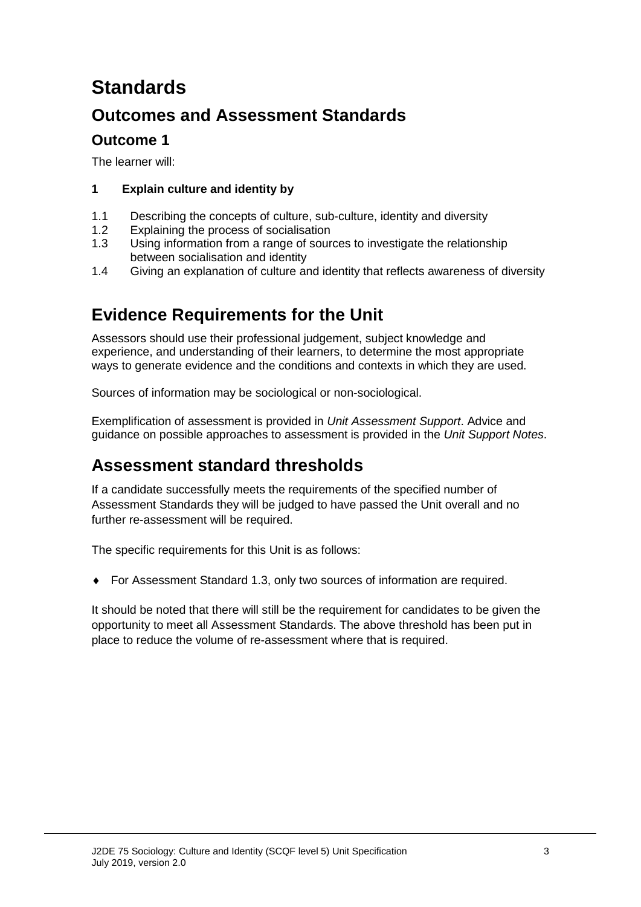# Standards

## Outcomes and Assessment Standards

### Outcome 1

The learner will:

**1 Explain culture and identity by**

1.1 Describing the concepts of culture, sub-culture, identity and diversity
1.2 Explaining the process of socialisation
1.3 Using information from a range of sources to investigate the relationship between socialisation and identity
1.4 Giving an explanation of culture and identity that reflects awareness of diversity

## Evidence Requirements for the Unit

Assessors should use their professional judgement, subject knowledge and experience, and understanding of their learners, to determine the most appropriate ways to generate evidence and the conditions and contexts in which they are used.

Sources of information may be sociological or non-sociological.

Exemplification of assessment is provided in *Unit Assessment Support*. Advice and guidance on possible approaches to assessment is provided in the *Unit Support Notes*.

## Assessment standard thresholds

If a candidate successfully meets the requirements of the specified number of Assessment Standards they will be judged to have passed the Unit overall and no further re-assessment will be required.

The specific requirements for this Unit is as follows:

- For Assessment Standard 1.3, only two sources of information are required.

It should be noted that there will still be the requirement for candidates to be given the opportunity to meet all Assessment Standards. The above threshold has been put in place to reduce the volume of re-assessment where that is required.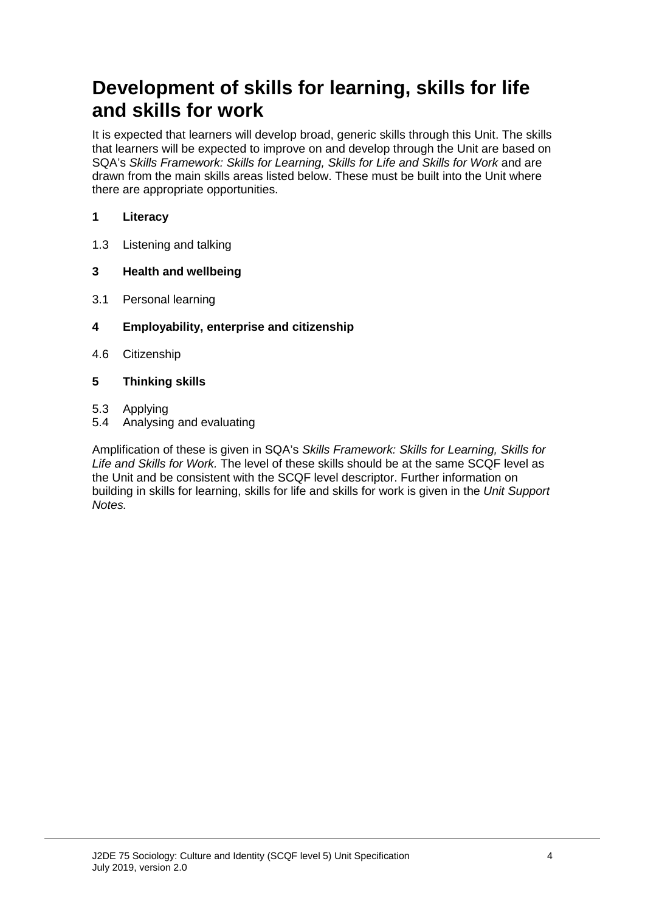# Development of skills for learning, skills for life and skills for work

It is expected that learners will develop broad, generic skills through this Unit. The skills that learners will be expected to improve on and develop through the Unit are based on SQA's *Skills Framework: Skills for Learning, Skills for Life and Skills for Work* and are drawn from the main skills areas listed below. These must be built into the Unit where there are appropriate opportunities.

**1 Literacy**

1.3 Listening and talking

**3 Health and wellbeing**

3.1 Personal learning

**4 Employability, enterprise and citizenship**

4.6 Citizenship

**5 Thinking skills**

5.3 Applying
5.4 Analysing and evaluating

Amplification of these is given in SQA's *Skills Framework: Skills for Learning, Skills for Life and Skills for Work.* The level of these skills should be at the same SCQF level as the Unit and be consistent with the SCQF level descriptor. Further information on building in skills for learning, skills for life and skills for work is given in the *Unit Support Notes.*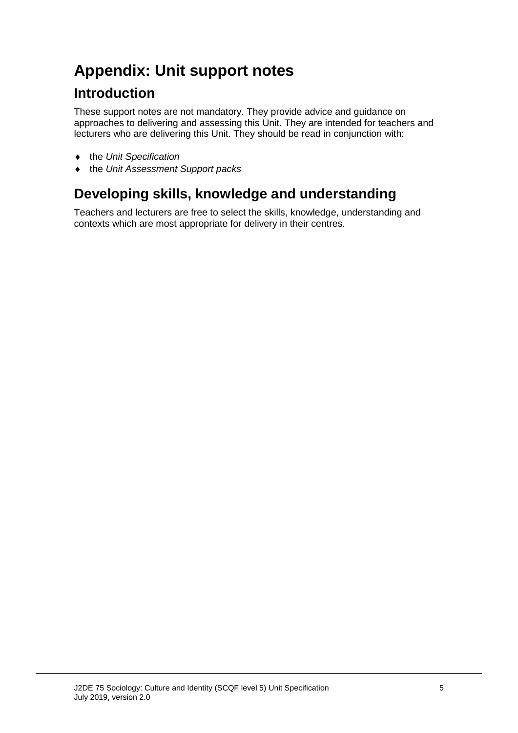# Appendix: Unit support notes

## Introduction

These support notes are not mandatory. They provide advice and guidance on approaches to delivering and assessing this Unit. They are intended for teachers and lecturers who are delivering this Unit. They should be read in conjunction with:

- the *Unit Specification*
- the *Unit Assessment Support packs*

## Developing skills, knowledge and understanding

Teachers and lecturers are free to select the skills, knowledge, understanding and contexts which are most appropriate for delivery in their centres.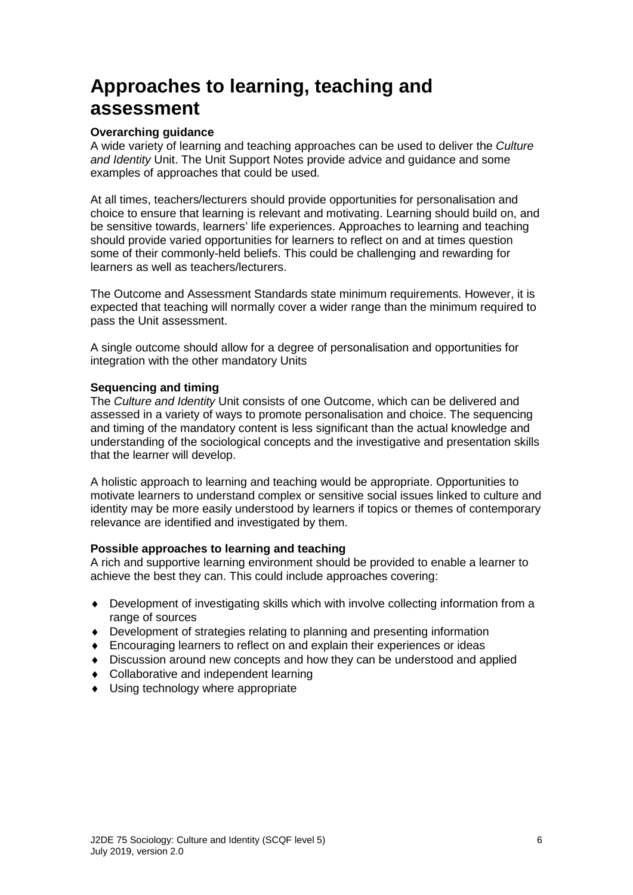# Approaches to learning, teaching and assessment

**Overarching guidance**

A wide variety of learning and teaching approaches can be used to deliver the *Culture and Identity* Unit. The Unit Support Notes provide advice and guidance and some examples of approaches that could be used.

At all times, teachers/lecturers should provide opportunities for personalisation and choice to ensure that learning is relevant and motivating. Learning should build on, and be sensitive towards, learners' life experiences. Approaches to learning and teaching should provide varied opportunities for learners to reflect on and at times question some of their commonly-held beliefs. This could be challenging and rewarding for learners as well as teachers/lecturers.

The Outcome and Assessment Standards state minimum requirements. However, it is expected that teaching will normally cover a wider range than the minimum required to pass the Unit assessment.

A single outcome should allow for a degree of personalisation and opportunities for integration with the other mandatory Units

**Sequencing and timing**

The *Culture and Identity* Unit consists of one Outcome, which can be delivered and assessed in a variety of ways to promote personalisation and choice. The sequencing and timing of the mandatory content is less significant than the actual knowledge and understanding of the sociological concepts and the investigative and presentation skills that the learner will develop.

A holistic approach to learning and teaching would be appropriate. Opportunities to motivate learners to understand complex or sensitive social issues linked to culture and identity may be more easily understood by learners if topics or themes of contemporary relevance are identified and investigated by them.

**Possible approaches to learning and teaching**

A rich and supportive learning environment should be provided to enable a learner to achieve the best they can. This could include approaches covering:

- Development of investigating skills which with involve collecting information from a range of sources
- Development of strategies relating to planning and presenting information
- Encouraging learners to reflect on and explain their experiences or ideas
- Discussion around new concepts and how they can be understood and applied
- Collaborative and independent learning
- Using technology where appropriate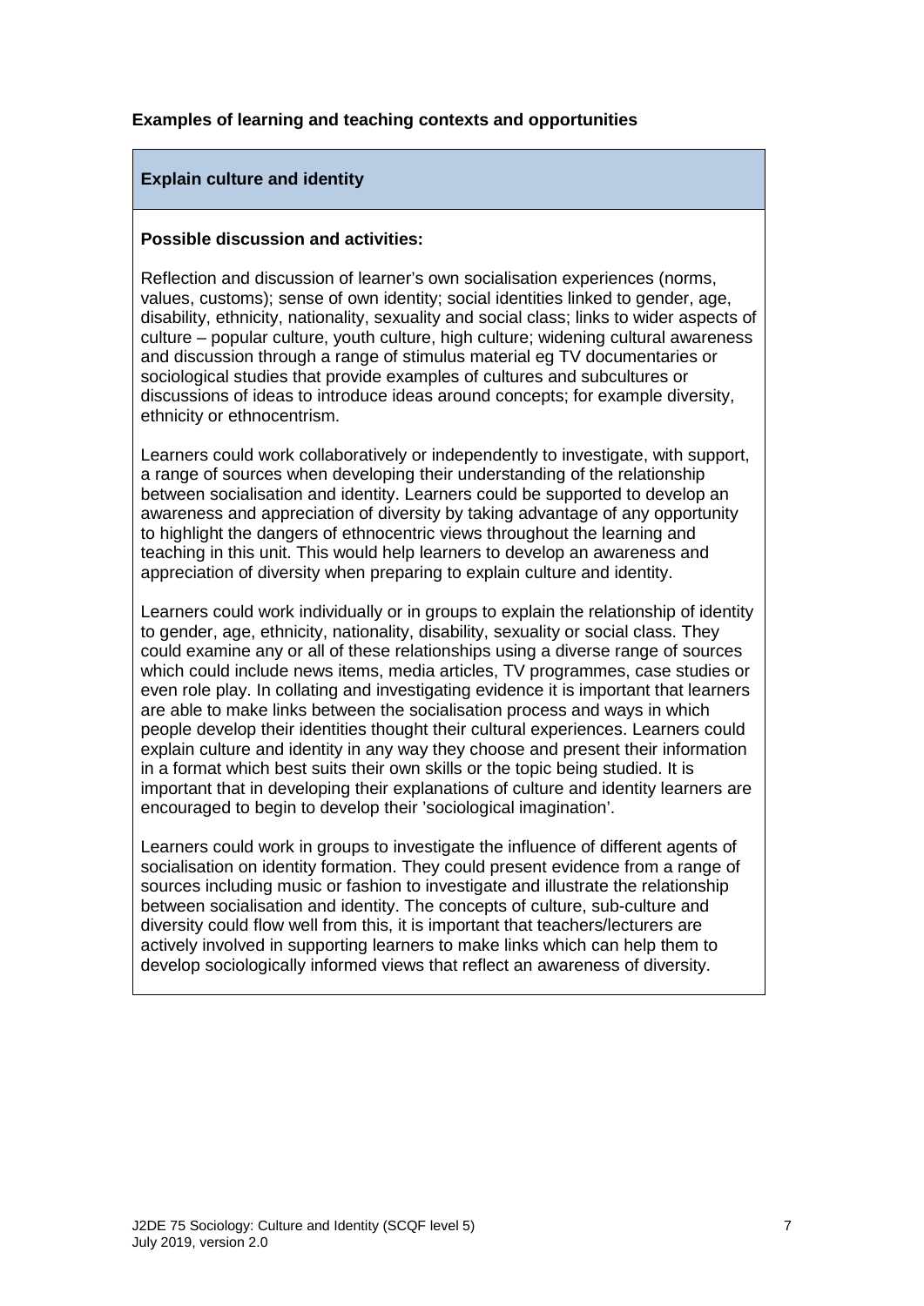**Examples of learning and teaching contexts and opportunities**

| **Explain culture and identity** |
| --- |
| **Possible discussion and activities:**<br><br>Reflection and discussion of learner's own socialisation experiences (norms, values, customs); sense of own identity; social identities linked to gender, age, disability, ethnicity, nationality, sexuality and social class; links to wider aspects of culture – popular culture, youth culture, high culture; widening cultural awareness and discussion through a range of stimulus material eg TV documentaries or sociological studies that provide examples of cultures and subcultures or discussions of ideas to introduce ideas around concepts; for example diversity, ethnicity or ethnocentrism.<br><br>Learners could work collaboratively or independently to investigate, with support, a range of sources when developing their understanding of the relationship between socialisation and identity. Learners could be supported to develop an awareness and appreciation of diversity by taking advantage of any opportunity to highlight the dangers of ethnocentric views throughout the learning and teaching in this unit. This would help learners to develop an awareness and appreciation of diversity when preparing to explain culture and identity.<br><br>Learners could work individually or in groups to explain the relationship of identity to gender, age, ethnicity, nationality, disability, sexuality or social class. They could examine any or all of these relationships using a diverse range of sources which could include news items, media articles, TV programmes, case studies or even role play. In collating and investigating evidence it is important that learners are able to make links between the socialisation process and ways in which people develop their identities thought their cultural experiences. Learners could explain culture and identity in any way they choose and present their information in a format which best suits their own skills or the topic being studied. It is important that in developing their explanations of culture and identity learners are encouraged to begin to develop their 'sociological imagination'.<br><br>Learners could work in groups to investigate the influence of different agents of socialisation on identity formation. They could present evidence from a range of sources including music or fashion to investigate and illustrate the relationship between socialisation and identity. The concepts of culture, sub-culture and diversity could flow well from this, it is important that teachers/lecturers are actively involved in supporting learners to make links which can help them to develop sociologically informed views that reflect an awareness of diversity. |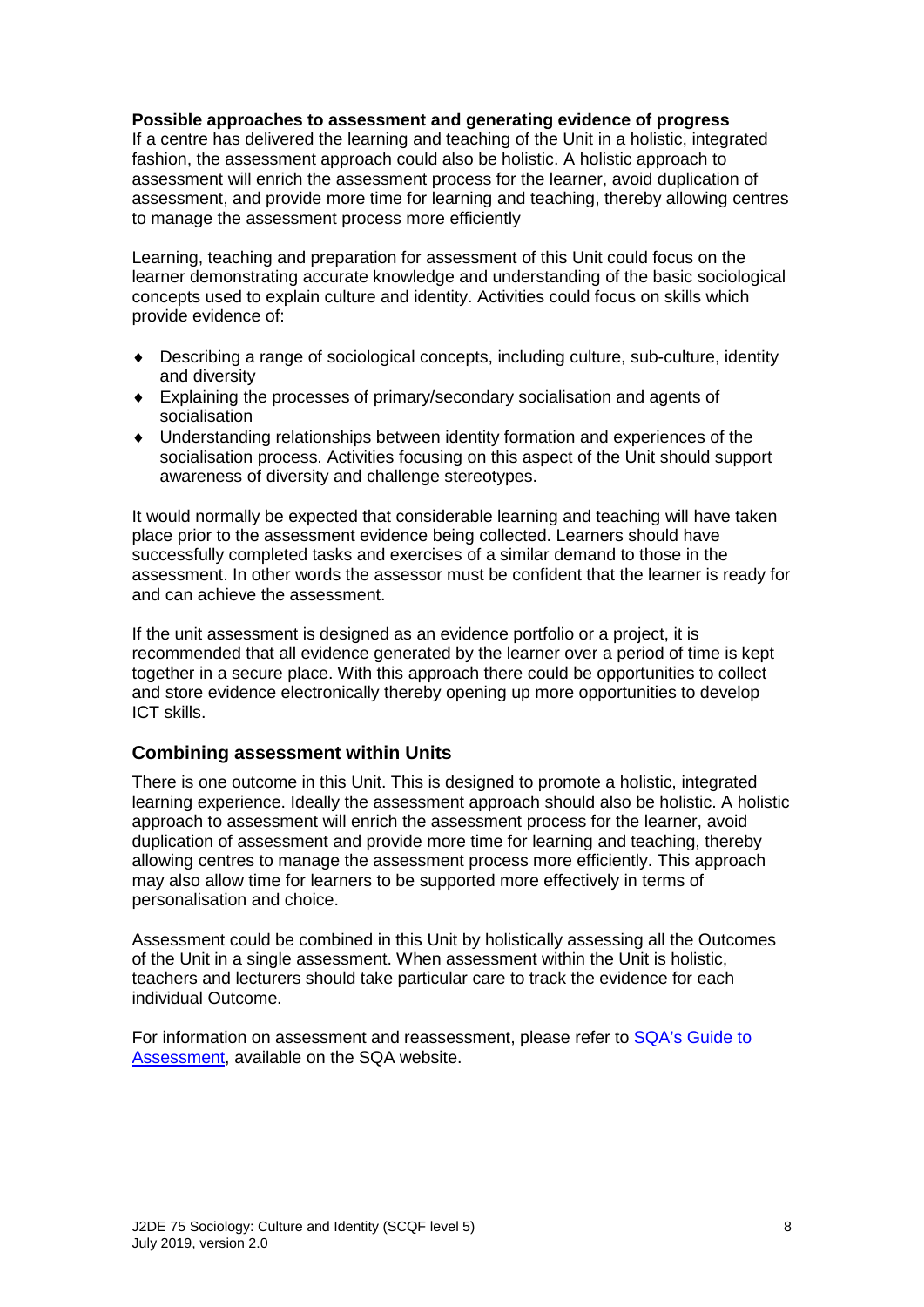**Possible approaches to assessment and generating evidence of progress**

If a centre has delivered the learning and teaching of the Unit in a holistic, integrated fashion, the assessment approach could also be holistic. A holistic approach to assessment will enrich the assessment process for the learner, avoid duplication of assessment, and provide more time for learning and teaching, thereby allowing centres to manage the assessment process more efficiently

Learning, teaching and preparation for assessment of this Unit could focus on the learner demonstrating accurate knowledge and understanding of the basic sociological concepts used to explain culture and identity. Activities could focus on skills which provide evidence of:

- Describing a range of sociological concepts, including culture, sub-culture, identity and diversity
- Explaining the processes of primary/secondary socialisation and agents of socialisation
- Understanding relationships between identity formation and experiences of the socialisation process. Activities focusing on this aspect of the Unit should support awareness of diversity and challenge stereotypes.

It would normally be expected that considerable learning and teaching will have taken place prior to the assessment evidence being collected. Learners should have successfully completed tasks and exercises of a similar demand to those in the assessment. In other words the assessor must be confident that the learner is ready for and can achieve the assessment.

If the unit assessment is designed as an evidence portfolio or a project, it is recommended that all evidence generated by the learner over a period of time is kept together in a secure place. With this approach there could be opportunities to collect and store evidence electronically thereby opening up more opportunities to develop ICT skills.

## Combining assessment within Units

There is one outcome in this Unit. This is designed to promote a holistic, integrated learning experience. Ideally the assessment approach should also be holistic. A holistic approach to assessment will enrich the assessment process for the learner, avoid duplication of assessment and provide more time for learning and teaching, thereby allowing centres to manage the assessment process more efficiently. This approach may also allow time for learners to be supported more effectively in terms of personalisation and choice.

Assessment could be combined in this Unit by holistically assessing all the Outcomes of the Unit in a single assessment. When assessment within the Unit is holistic, teachers and lecturers should take particular care to track the evidence for each individual Outcome.

For information on assessment and reassessment, please refer to SQA's Guide to Assessment, available on the SQA website.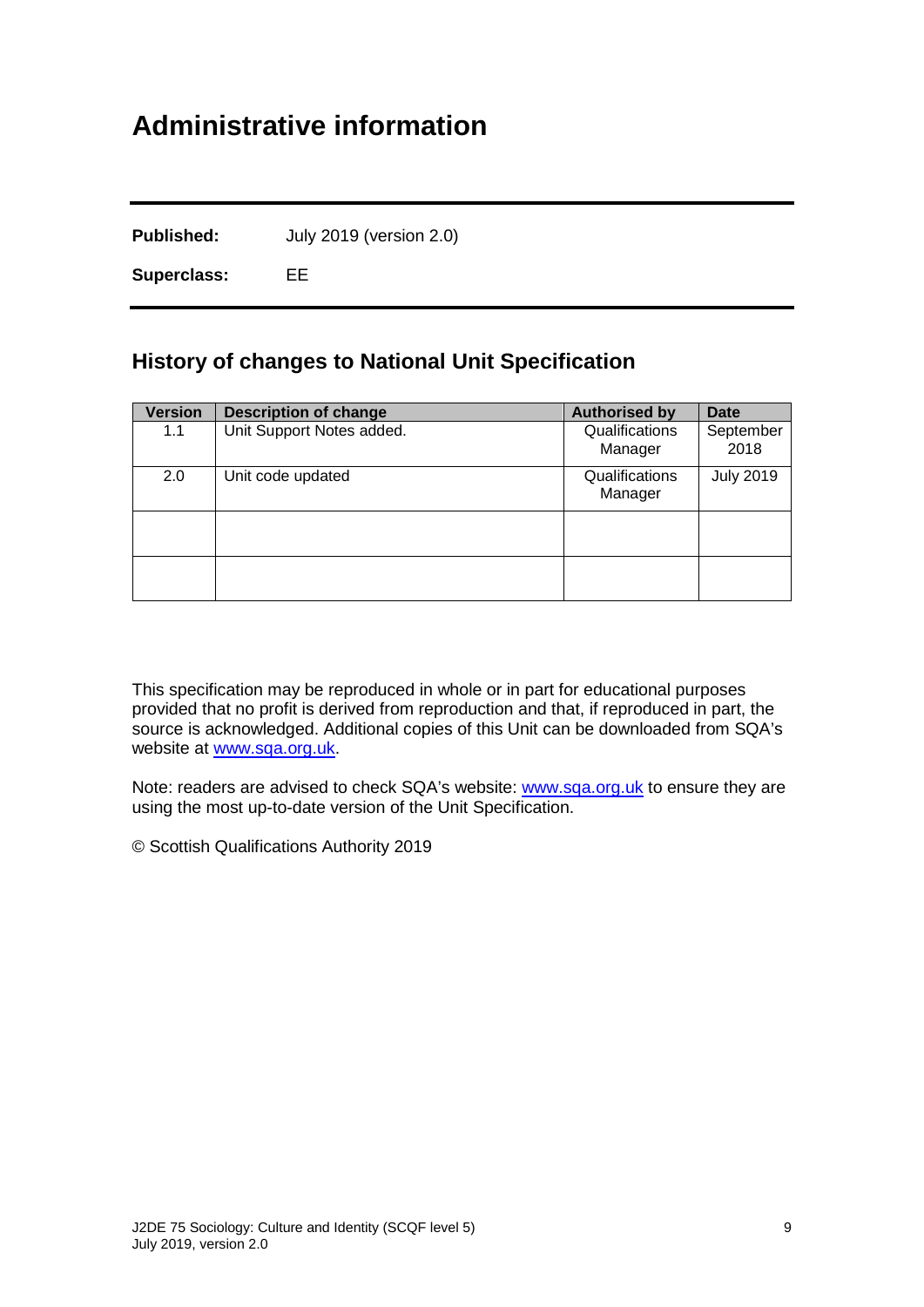# Administrative information

**Published:** July 2019 (version 2.0)

**Superclass:** EE

## History of changes to National Unit Specification

| Version | Description of change | Authorised by | Date |
|---|---|---|---|
| 1.1 | Unit Support Notes added. | Qualifications Manager | September 2018 |
| 2.0 | Unit code updated | Qualifications Manager | July 2019 |
| | | | |
| | | | |

This specification may be reproduced in whole or in part for educational purposes provided that no profit is derived from reproduction and that, if reproduced in part, the source is acknowledged. Additional copies of this Unit can be downloaded from SQA's website at www.sqa.org.uk.

Note: readers are advised to check SQA's website: www.sqa.org.uk to ensure they are using the most up-to-date version of the Unit Specification.

© Scottish Qualifications Authority 2019